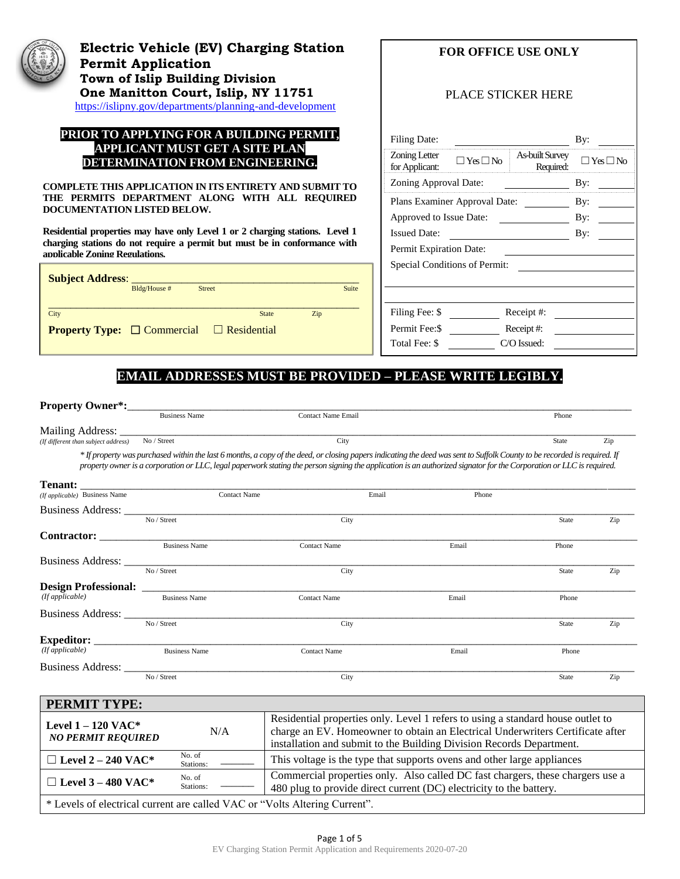# Electric Vehicle (EV) Charging Station Permit Application

## Town of Islip Building Division

## One Manitton Court, Islip, NY 11751

https://islipny.gov/departments/planning-and-development

**PRIOR TO APPLYING FOR A BUILDING PERMIT, APPLICANT MUST GET A SITE PLAN DETERMINATION FROM ENGINEERING.**

**COMPLETE THIS APPLICATION IN ITS ENTIRETY AND SUBMIT TO THE PERMITS DEPARTMENT ALONG WITH ALL REQUIRED DOCUMENTATION LISTED BELOW.**

**Residential properties may have only Level 1 or 2 charging stations. Level 1 charging stations do not require a permit but must be in conformance with applicable Zoning Regulations.**

**Subject Address:** ______________________________
Bldg/House # Street Suite

______________________________
City State Zip

**Property Type:** ☐ Commercial ☐ Residential

### FOR OFFICE USE ONLY

PLACE STICKER HERE

| | | | |
|---|---|---|---|
| Filing Date: | ________ | By: | ________ |
| Zoning Letter for Applicant: ☐ Yes ☐ No | | As-built Survey Required: ☐ Yes ☐ No | |
| Zoning Approval Date: | ________ | By: | ________ |
| Plans Examiner Approval Date: | ________ | By: | ________ |
| Approved to Issue Date: | ________ | By: | ________ |
| Issued Date: | ________ | By: | ________ |
| Permit Expiration Date: | ________ | | |
| Special Conditions of Permit: | ________ | | |
| Filing Fee: $ | ________ | Receipt #: | ________ |
| Permit Fee:$ | ________ | Receipt #: | ________ |
| Total Fee: $ | ________ | C/O Issued: | ________ |

**EMAIL ADDRESSES MUST BE PROVIDED – PLEASE WRITE LEGIBLY.**

**Property Owner*:** ______________________________
Business Name Contact Name Email Phone

Mailing Address: ______________________________
*(If different than subject address)* No / Street City State Zip

*\* If property was purchased within the last 6 months, a copy of the deed, or closing papers indicating the deed was sent to Suffolk County to be recorded is required. If property owner is a corporation or LLC, legal paperwork stating the person signing the application is an authorized signator for the Corporation or LLC is required.*

**Tenant:** ______________________________
*(If applicable)* Business Name Contact Name Email Phone

Business Address: ______________________________
No / Street City State Zip

**Contractor:** ______________________________
Business Name Contact Name Email Phone

Business Address: ______________________________
No / Street City State Zip

**Design Professional:** ______________________________
*(If applicable)* Business Name Contact Name Email Phone

Business Address: ______________________________
No / Street City State Zip

**Expeditor:** ______________________________
*(If applicable)* Business Name Contact Name Email Phone

Business Address: ______________________________
No / Street City State Zip

| **PERMIT TYPE:** | | |
|---|---|---|
| **Level 1 – 120 VAC\*** ***NO PERMIT REQUIRED*** | N/A | Residential properties only. Level 1 refers to using a standard house outlet to charge an EV. Homeowner to obtain an Electrical Underwriters Certificate after installation and submit to the Building Division Records Department. |
| ☐ **Level 2 – 240 VAC\*** | No. of Stations: ________ | This voltage is the type that supports ovens and other large appliances |
| ☐ **Level 3 – 480 VAC\*** | No. of Stations: ________ | Commercial properties only. Also called DC fast chargers, these chargers use a 480 plug to provide direct current (DC) electricity to the battery. |
| \* Levels of electrical current are called VAC or "Volts Altering Current". | | |

EV Charging Station Permit Application and Requirements 2020-07-20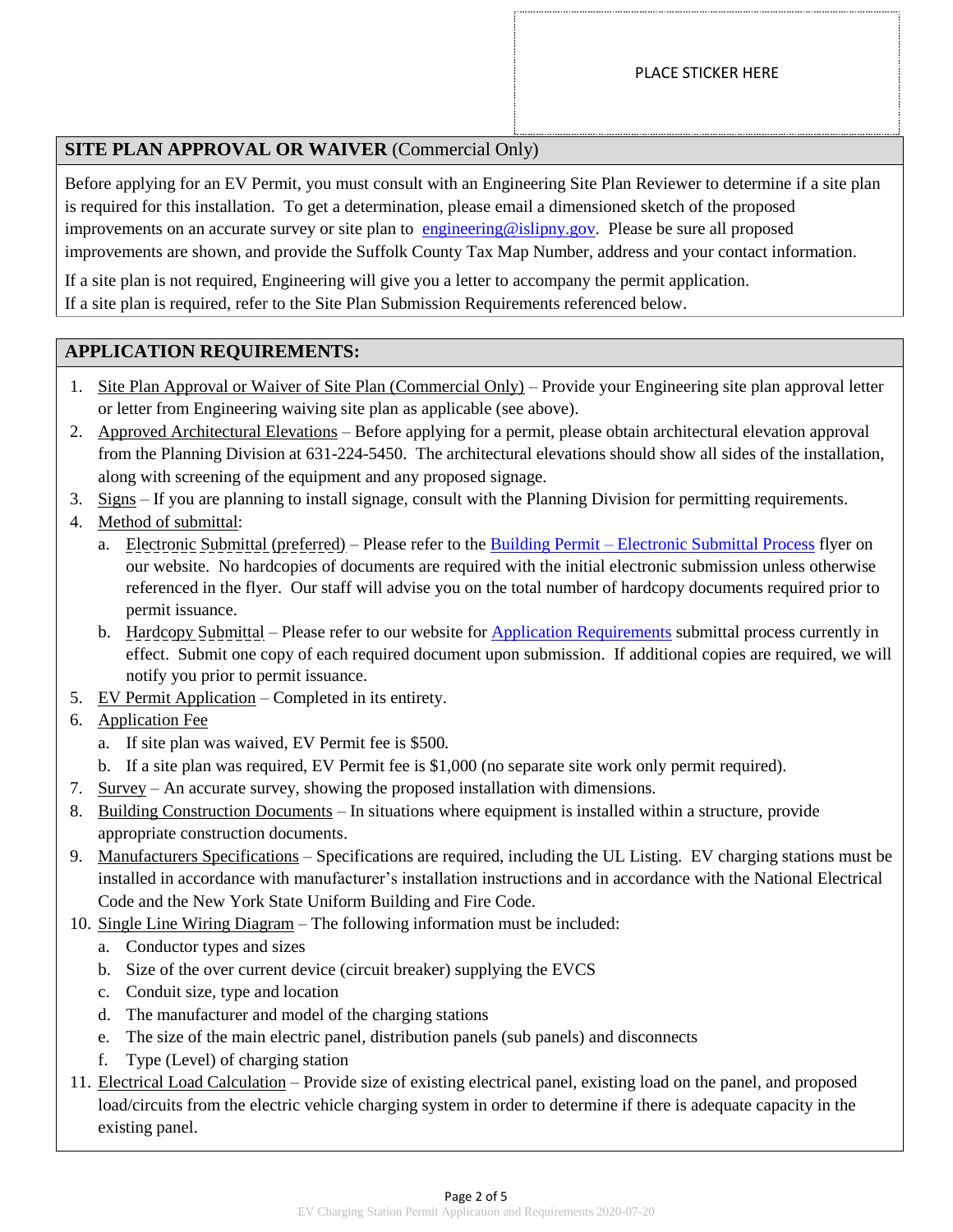PLACE STICKER HERE

## SITE PLAN APPROVAL OR WAIVER (Commercial Only)

Before applying for an EV Permit, you must consult with an Engineering Site Plan Reviewer to determine if a site plan is required for this installation. To get a determination, please email a dimensioned sketch of the proposed improvements on an accurate survey or site plan to engineering@islipny.gov. Please be sure all proposed improvements are shown, and provide the Suffolk County Tax Map Number, address and your contact information.

If a site plan is not required, Engineering will give you a letter to accompany the permit application.
If a site plan is required, refer to the Site Plan Submission Requirements referenced below.

## APPLICATION REQUIREMENTS:

1. Site Plan Approval or Waiver of Site Plan (Commercial Only) – Provide your Engineering site plan approval letter or letter from Engineering waiving site plan as applicable (see above).
2. Approved Architectural Elevations – Before applying for a permit, please obtain architectural elevation approval from the Planning Division at 631-224-5450. The architectural elevations should show all sides of the installation, along with screening of the equipment and any proposed signage.
3. Signs – If you are planning to install signage, consult with the Planning Division for permitting requirements.
4. Method of submittal:
   a. Electronic Submittal (preferred) – Please refer to the Building Permit – Electronic Submittal Process flyer on our website. No hardcopies of documents are required with the initial electronic submission unless otherwise referenced in the flyer. Our staff will advise you on the total number of hardcopy documents required prior to permit issuance.
   b. Hardcopy Submittal – Please refer to our website for Application Requirements submittal process currently in effect. Submit one copy of each required document upon submission. If additional copies are required, we will notify you prior to permit issuance.
5. EV Permit Application – Completed in its entirety.
6. Application Fee
   a. If site plan was waived, EV Permit fee is $500.
   b. If a site plan was required, EV Permit fee is $1,000 (no separate site work only permit required).
7. Survey – An accurate survey, showing the proposed installation with dimensions.
8. Building Construction Documents – In situations where equipment is installed within a structure, provide appropriate construction documents.
9. Manufacturers Specifications – Specifications are required, including the UL Listing. EV charging stations must be installed in accordance with manufacturer's installation instructions and in accordance with the National Electrical Code and the New York State Uniform Building and Fire Code.
10. Single Line Wiring Diagram – The following information must be included:
    a. Conductor types and sizes
    b. Size of the over current device (circuit breaker) supplying the EVCS
    c. Conduit size, type and location
    d. The manufacturer and model of the charging stations
    e. The size of the main electric panel, distribution panels (sub panels) and disconnects
    f. Type (Level) of charging station
11. Electrical Load Calculation – Provide size of existing electrical panel, existing load on the panel, and proposed load/circuits from the electric vehicle charging system in order to determine if there is adequate capacity in the existing panel.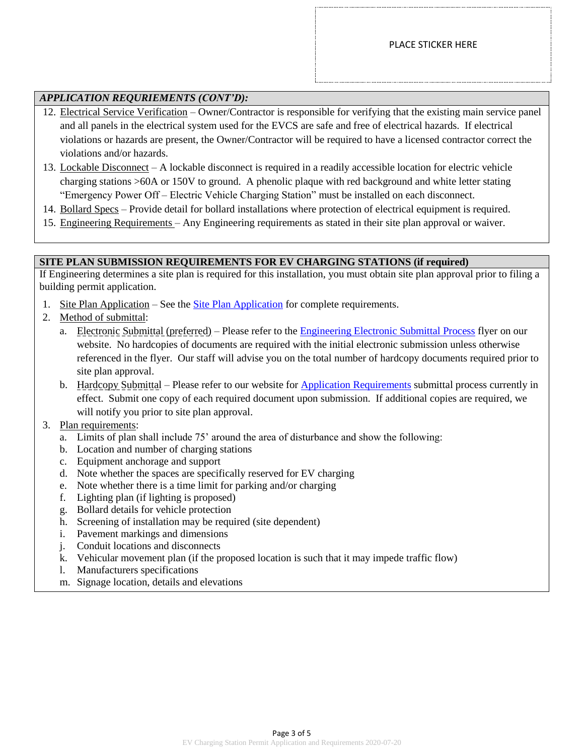PLACE STICKER HERE

## *APPLICATION REQURIEMENTS (CONT'D):*

12. Electrical Service Verification – Owner/Contractor is responsible for verifying that the existing main service panel and all panels in the electrical system used for the EVCS are safe and free of electrical hazards. If electrical violations or hazards are present, the Owner/Contractor will be required to have a licensed contractor correct the violations and/or hazards.
13. Lockable Disconnect – A lockable disconnect is required in a readily accessible location for electric vehicle charging stations >60A or 150V to ground. A phenolic plaque with red background and white letter stating "Emergency Power Off – Electric Vehicle Charging Station" must be installed on each disconnect.
14. Bollard Specs – Provide detail for bollard installations where protection of electrical equipment is required.
15. Engineering Requirements – Any Engineering requirements as stated in their site plan approval or waiver.

## SITE PLAN SUBMISSION REQUIREMENTS FOR EV CHARGING STATIONS (if required)

If Engineering determines a site plan is required for this installation, you must obtain site plan approval prior to filing a building permit application.

1. Site Plan Application – See the Site Plan Application for complete requirements.
2. Method of submittal:
   a. Electronic Submittal (preferred) – Please refer to the Engineering Electronic Submittal Process flyer on our website. No hardcopies of documents are required with the initial electronic submission unless otherwise referenced in the flyer. Our staff will advise you on the total number of hardcopy documents required prior to site plan approval.
   b. Hardcopy Submittal – Please refer to our website for Application Requirements submittal process currently in effect. Submit one copy of each required document upon submission. If additional copies are required, we will notify you prior to site plan approval.
3. Plan requirements:
   a. Limits of plan shall include 75' around the area of disturbance and show the following:
   b. Location and number of charging stations
   c. Equipment anchorage and support
   d. Note whether the spaces are specifically reserved for EV charging
   e. Note whether there is a time limit for parking and/or charging
   f. Lighting plan (if lighting is proposed)
   g. Bollard details for vehicle protection
   h. Screening of installation may be required (site dependent)
   i. Pavement markings and dimensions
   j. Conduit locations and disconnects
   k. Vehicular movement plan (if the proposed location is such that it may impede traffic flow)
   l. Manufacturers specifications
   m. Signage location, details and elevations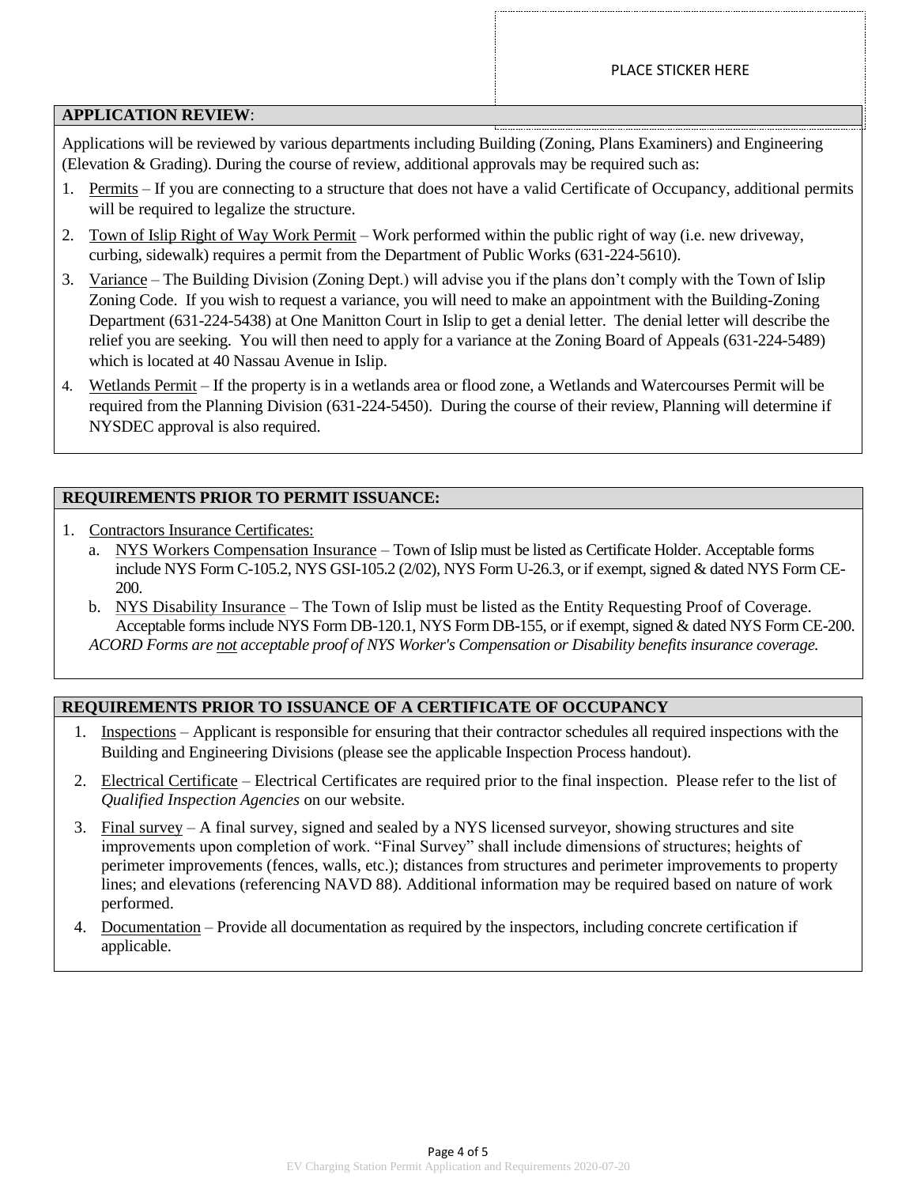PLACE STICKER HERE

## APPLICATION REVIEW:

Applications will be reviewed by various departments including Building (Zoning, Plans Examiners) and Engineering (Elevation & Grading). During the course of review, additional approvals may be required such as:

1. Permits – If you are connecting to a structure that does not have a valid Certificate of Occupancy, additional permits will be required to legalize the structure.
2. Town of Islip Right of Way Work Permit – Work performed within the public right of way (i.e. new driveway, curbing, sidewalk) requires a permit from the Department of Public Works (631-224-5610).
3. Variance – The Building Division (Zoning Dept.) will advise you if the plans don't comply with the Town of Islip Zoning Code. If you wish to request a variance, you will need to make an appointment with the Building-Zoning Department (631-224-5438) at One Manitton Court in Islip to get a denial letter. The denial letter will describe the relief you are seeking. You will then need to apply for a variance at the Zoning Board of Appeals (631-224-5489) which is located at 40 Nassau Avenue in Islip.
4. Wetlands Permit – If the property is in a wetlands area or flood zone, a Wetlands and Watercourses Permit will be required from the Planning Division (631-224-5450). During the course of their review, Planning will determine if NYSDEC approval is also required.

## REQUIREMENTS PRIOR TO PERMIT ISSUANCE:

1. Contractors Insurance Certificates:
   a. NYS Workers Compensation Insurance – Town of Islip must be listed as Certificate Holder. Acceptable forms include NYS Form C-105.2, NYS GSI-105.2 (2/02), NYS Form U-26.3, or if exempt, signed & dated NYS Form CE-200.
   b. NYS Disability Insurance – The Town of Islip must be listed as the Entity Requesting Proof of Coverage. Acceptable forms include NYS Form DB-120.1, NYS Form DB-155, or if exempt, signed & dated NYS Form CE-200.

   *ACORD Forms are not acceptable proof of NYS Worker's Compensation or Disability benefits insurance coverage.*

## REQUIREMENTS PRIOR TO ISSUANCE OF A CERTIFICATE OF OCCUPANCY

1. Inspections – Applicant is responsible for ensuring that their contractor schedules all required inspections with the Building and Engineering Divisions (please see the applicable Inspection Process handout).
2. Electrical Certificate – Electrical Certificates are required prior to the final inspection. Please refer to the list of *Qualified Inspection Agencies* on our website.
3. Final survey – A final survey, signed and sealed by a NYS licensed surveyor, showing structures and site improvements upon completion of work. "Final Survey" shall include dimensions of structures; heights of perimeter improvements (fences, walls, etc.); distances from structures and perimeter improvements to property lines; and elevations (referencing NAVD 88). Additional information may be required based on nature of work performed.
4. Documentation – Provide all documentation as required by the inspectors, including concrete certification if applicable.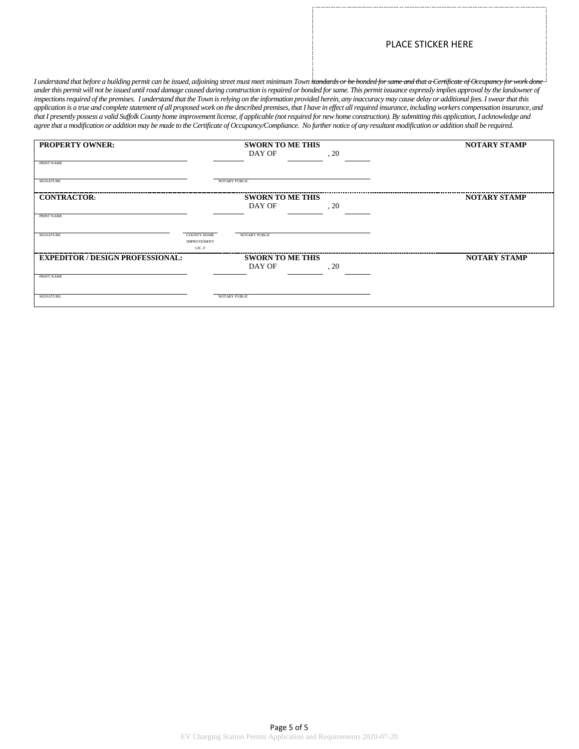PLACE STICKER HERE

*I understand that before a building permit can be issued, adjoining street must meet minimum Town standards or be bonded for same and that a Certificate of Occupancy for work done under this permit will not be issued until road damage caused during construction is repaired or bonded for same. This permit issuance expressly implies approval by the landowner of inspections required of the premises. I understand that the Town is relying on the information provided herein, any inaccuracy may cause delay or additional fees. I swear that this application is a true and complete statement of all proposed work on the described premises, that I have in effect all required insurance, including workers compensation insurance, and that I presently possess a valid Suffolk County home improvement license, if applicable (not required for new home construction). By submitting this application, I acknowledge and agree that a modification or addition may be made to the Certificate of Occupancy/Compliance. No further notice of any resultant modification or addition shall be required.*

| | | |
|---|---|---|
| **PROPERTY OWNER:**<br><br>PRINT NAME<br><br>SIGNATURE | **SWORN TO ME THIS**<br>DAY OF , 20<br><br>NOTARY PUBLIC | **NOTARY STAMP** |
| **CONTRACTOR:**<br><br>PRINT NAME<br><br>SIGNATURE &nbsp;&nbsp; COUNTY HOME IMPROVEMENT LIC. # | **SWORN TO ME THIS**<br>DAY OF , 20<br><br>NOTARY PUBLIC | **NOTARY STAMP** |
| **EXPEDITOR / DESIGN PROFESSIONAL:**<br><br>PRINT NAME<br><br>SIGNATURE | **SWORN TO ME THIS**<br>DAY OF , 20<br><br>NOTARY PUBLIC | **NOTARY STAMP** |

EV Charging Station Permit Application and Requirements 2020-07-20